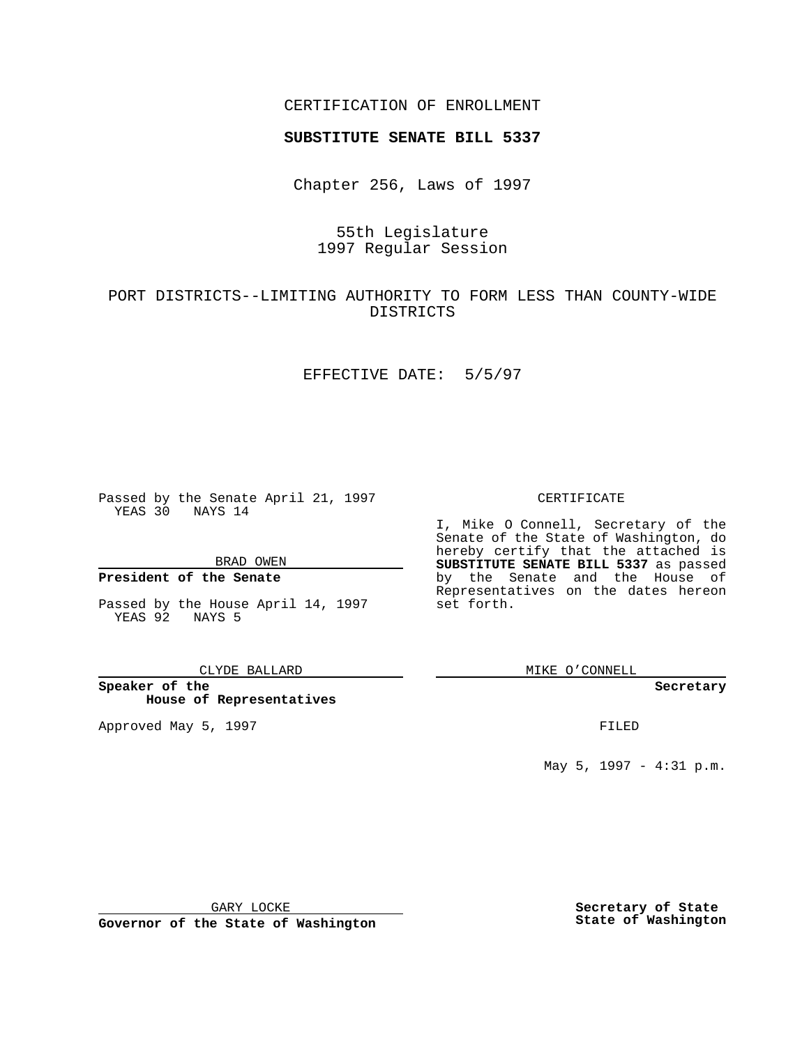CERTIFICATION OF ENROLLMENT

**SUBSTITUTE SENATE BILL 5337**

Chapter 256, Laws of 1997

55th Legislature
1997 Regular Session

PORT DISTRICTS--LIMITING AUTHORITY TO FORM LESS THAN COUNTY-WIDE DISTRICTS

EFFECTIVE DATE: 5/5/97

Passed by the Senate April 21, 1997
YEAS 30 NAYS 14

BRAD OWEN

**President of the Senate**

Passed by the House April 14, 1997
YEAS 92 NAYS 5

CLYDE BALLARD

**Speaker of the House of Representatives**

Approved May 5, 1997

GARY LOCKE

**Governor of the State of Washington**

CERTIFICATE

I, Mike O Connell, Secretary of the Senate of the State of Washington, do hereby certify that the attached is **SUBSTITUTE SENATE BILL 5337** as passed by the Senate and the House of Representatives on the dates hereon set forth.

MIKE O'CONNELL

**Secretary**

FILED

May 5, 1997 - 4:31 p.m.

**Secretary of State**
**State of Washington**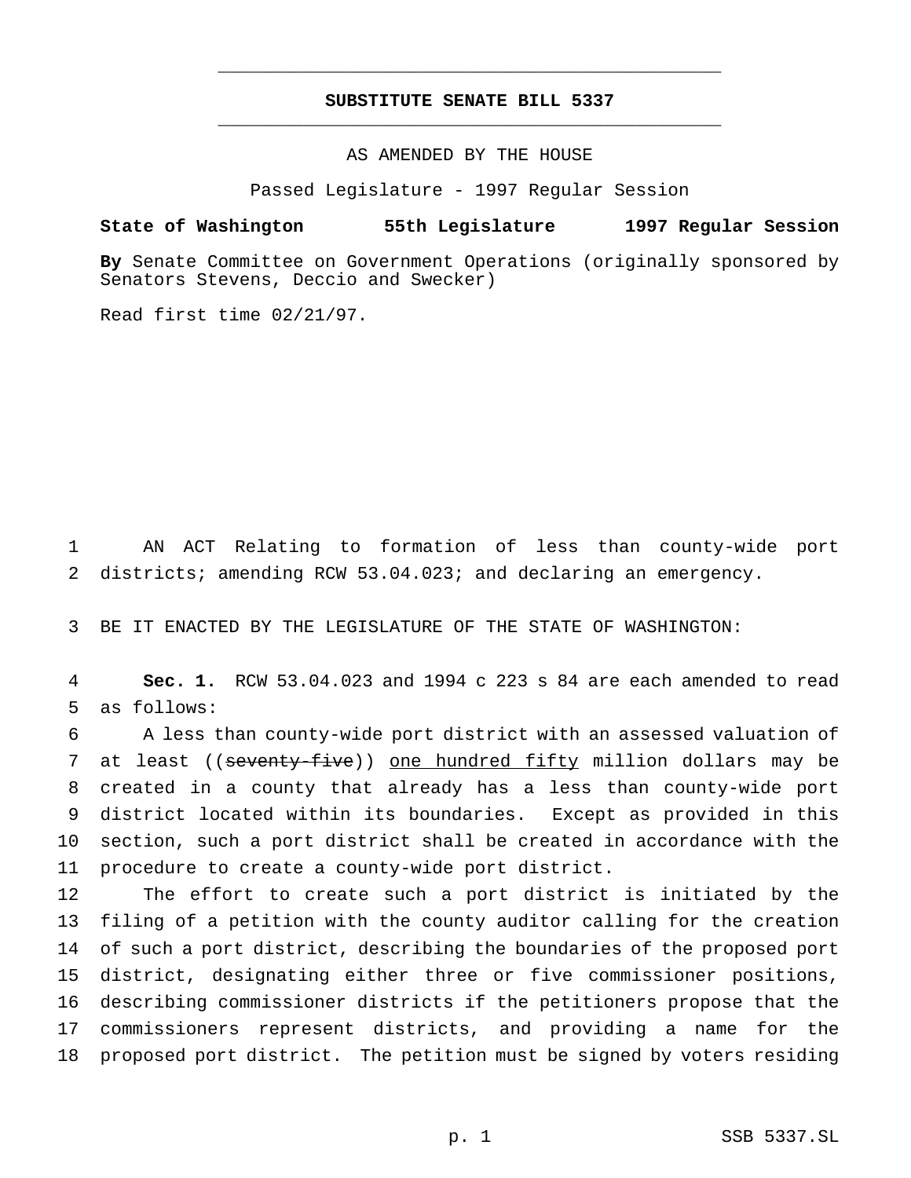# SUBSTITUTE SENATE BILL 5337

AS AMENDED BY THE HOUSE

Passed Legislature - 1997 Regular Session

**State of Washington 55th Legislature 1997 Regular Session**

**By** Senate Committee on Government Operations (originally sponsored by Senators Stevens, Deccio and Swecker)

Read first time 02/21/97.

AN ACT Relating to formation of less than county-wide port districts; amending RCW 53.04.023; and declaring an emergency.

BE IT ENACTED BY THE LEGISLATURE OF THE STATE OF WASHINGTON:

**Sec. 1.** RCW 53.04.023 and 1994 c 223 s 84 are each amended to read as follows:

A less than county-wide port district with an assessed valuation of at least ((~~seventy-five~~)) <u>one hundred fifty</u> million dollars may be created in a county that already has a less than county-wide port district located within its boundaries. Except as provided in this section, such a port district shall be created in accordance with the procedure to create a county-wide port district.

The effort to create such a port district is initiated by the filing of a petition with the county auditor calling for the creation of such a port district, describing the boundaries of the proposed port district, designating either three or five commissioner positions, describing commissioner districts if the petitioners propose that the commissioners represent districts, and providing a name for the proposed port district. The petition must be signed by voters residing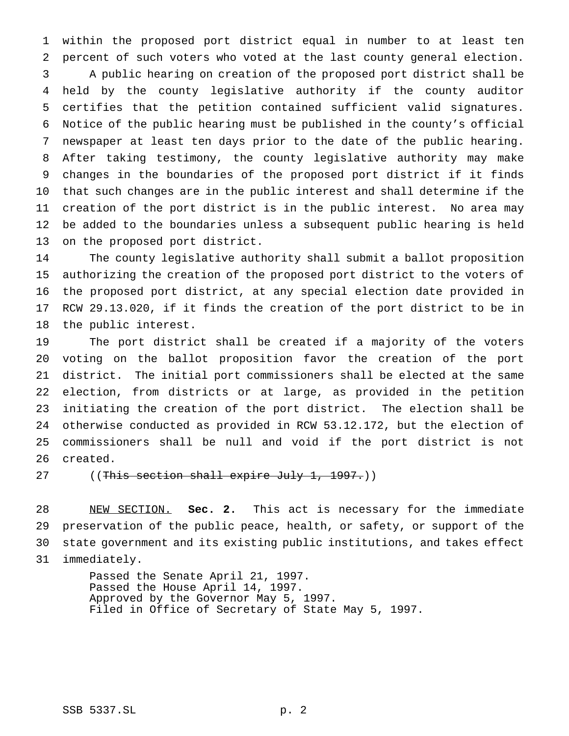within the proposed port district equal in number to at least ten percent of such voters who voted at the last county general election.

A public hearing on creation of the proposed port district shall be held by the county legislative authority if the county auditor certifies that the petition contained sufficient valid signatures. Notice of the public hearing must be published in the county's official newspaper at least ten days prior to the date of the public hearing. After taking testimony, the county legislative authority may make changes in the boundaries of the proposed port district if it finds that such changes are in the public interest and shall determine if the creation of the port district is in the public interest. No area may be added to the boundaries unless a subsequent public hearing is held on the proposed port district.

The county legislative authority shall submit a ballot proposition authorizing the creation of the proposed port district to the voters of the proposed port district, at any special election date provided in RCW 29.13.020, if it finds the creation of the port district to be in the public interest.

The port district shall be created if a majority of the voters voting on the ballot proposition favor the creation of the port district. The initial port commissioners shall be elected at the same election, from districts or at large, as provided in the petition initiating the creation of the port district. The election shall be otherwise conducted as provided in RCW 53.12.172, but the election of commissioners shall be null and void if the port district is not created.

((~~This section shall expire July 1, 1997.~~))

NEW SECTION. **Sec. 2.** This act is necessary for the immediate preservation of the public peace, health, or safety, or support of the state government and its existing public institutions, and takes effect immediately.

Passed the Senate April 21, 1997.
Passed the House April 14, 1997.
Approved by the Governor May 5, 1997.
Filed in Office of Secretary of State May 5, 1997.